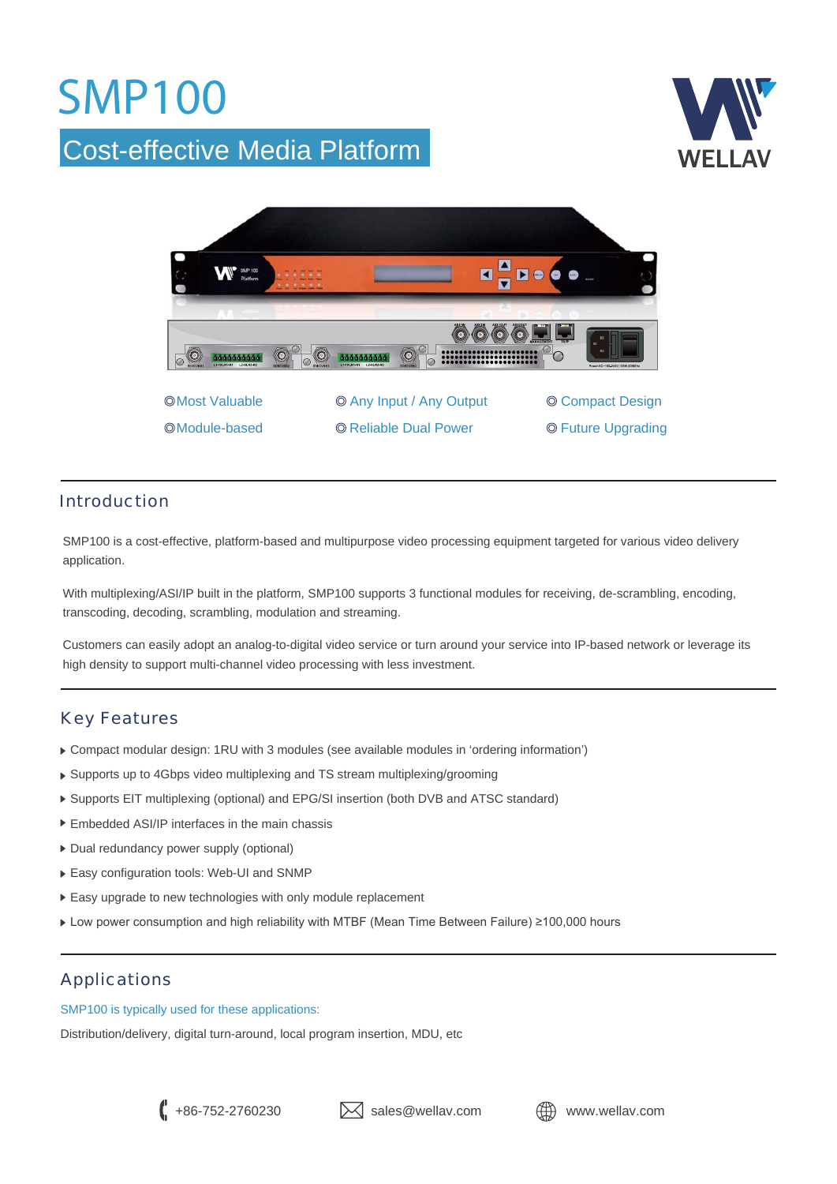# SMP100

## Cost-effective Media Platform

WELLAV

◎Most Valuable ◎ Any Input / Any Output ◎ Compact Design

◎Module-based ◎ Reliable Dual Power ◎ Future Upgrading

## Introduction

SMP100 is a cost-effective, platform-based and multipurpose video processing equipment targeted for various video delivery application.

With multiplexing/ASI/IP built in the platform, SMP100 supports 3 functional modules for receiving, de-scrambling, encoding, transcoding, decoding, scrambling, modulation and streaming.

Customers can easily adopt an analog-to-digital video service or turn around your service into IP-based network or leverage its high density to support multi-channel video processing with less investment.

## Key Features

- Compact modular design: 1RU with 3 modules (see available modules in 'ordering information')
- Supports up to 4Gbps video multiplexing and TS stream multiplexing/grooming
- Supports EIT multiplexing (optional) and EPG/SI insertion (both DVB and ATSC standard)
- Embedded ASI/IP interfaces in the main chassis
- Dual redundancy power supply (optional)
- Easy configuration tools: Web-UI and SNMP
- Easy upgrade to new technologies with only module replacement
- Low power consumption and high reliability with MTBF (Mean Time Between Failure) ≥100,000 hours

## Applications

SMP100 is typically used for these applications:

Distribution/delivery, digital turn-around, local program insertion, MDU, etc

+86-752-2760230 sales@wellav.com www.wellav.com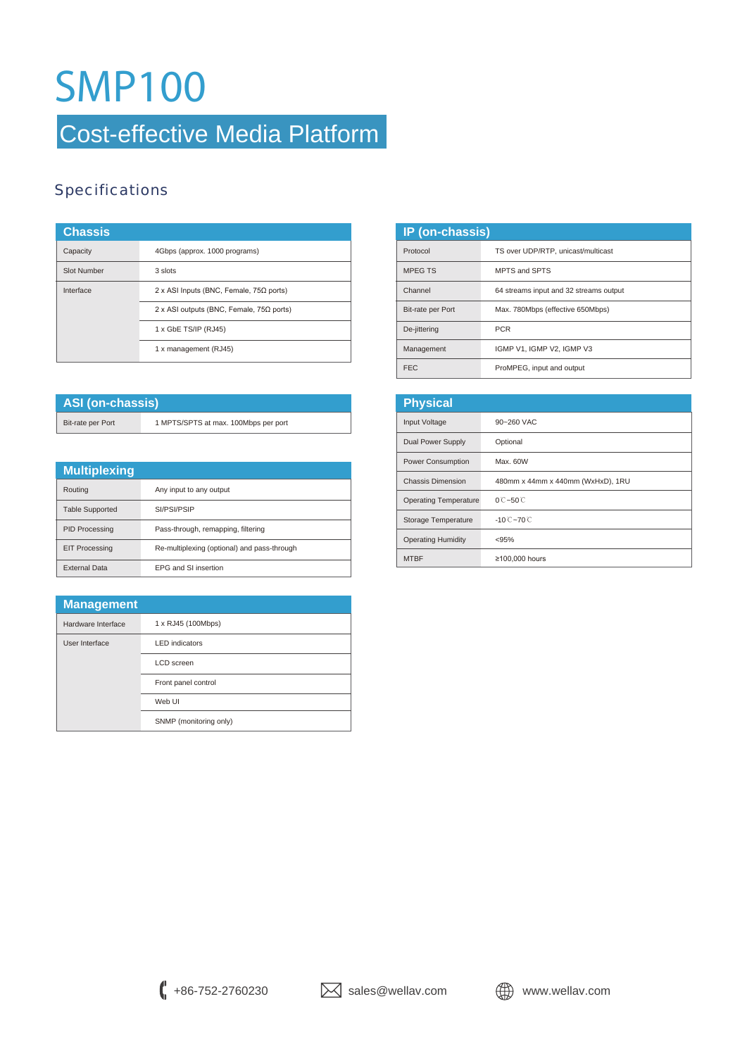# SMP100

## Cost-effective Media Platform

### Specifications

| Chassis | |
|---|---|
| Capacity | 4Gbps (approx. 1000 programs) |
| Slot Number | 3 slots |
| Interface | 2 x ASI Inputs (BNC, Female, 75Ω ports) |
| | 2 x ASI outputs (BNC, Female, 75Ω ports) |
| | 1 x GbE TS/IP (RJ45) |
| | 1 x management (RJ45) |

| ASI (on-chassis) | |
|---|---|
| Bit-rate per Port | 1 MPTS/SPTS at max. 100Mbps per port |

| Multiplexing | |
|---|---|
| Routing | Any input to any output |
| Table Supported | SI/PSI/PSIP |
| PID Processing | Pass-through, remapping, filtering |
| EIT Processing | Re-multiplexing (optional) and pass-through |
| External Data | EPG and SI insertion |

| Management | |
|---|---|
| Hardware Interface | 1 x RJ45 (100Mbps) |
| User Interface | LED indicators |
| | LCD screen |
| | Front panel control |
| | Web UI |
| | SNMP (monitoring only) |

| IP (on-chassis) | |
|---|---|
| Protocol | TS over UDP/RTP, unicast/multicast |
| MPEG TS | MPTS and SPTS |
| Channel | 64 streams input and 32 streams output |
| Bit-rate per Port | Max. 780Mbps (effective 650Mbps) |
| De-jittering | PCR |
| Management | IGMP V1, IGMP V2, IGMP V3 |
| FEC | ProMPEG, input and output |

| Physical | |
|---|---|
| Input Voltage | 90~260 VAC |
| Dual Power Supply | Optional |
| Power Consumption | Max. 60W |
| Chassis Dimension | 480mm x 44mm x 440mm (WxHxD), 1RU |
| Operating Temperature | 0℃~50℃ |
| Storage Temperature | -10℃~70℃ |
| Operating Humidity | <95% |
| MTBF | ≥100,000 hours |

+86-752-2760230 sales@wellav.com www.wellav.com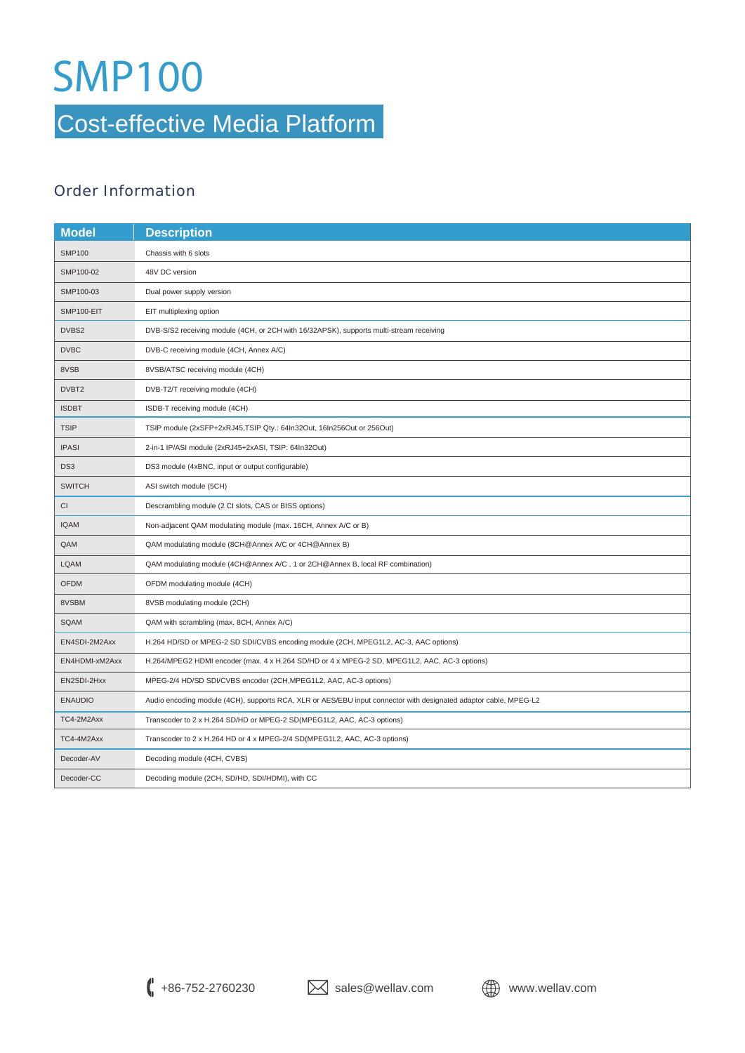# SMP100

## Cost-effective Media Platform

### Order Information

| Model | Description |
|---|---|
| SMP100 | Chassis with 6 slots |
| SMP100-02 | 48V DC version |
| SMP100-03 | Dual power supply version |
| SMP100-EIT | EIT multiplexing option |
| DVBS2 | DVB-S/S2 receiving module (4CH, or 2CH with 16/32APSK), supports multi-stream receiving |
| DVBC | DVB-C receiving module (4CH, Annex A/C) |
| 8VSB | 8VSB/ATSC receiving module (4CH) |
| DVBT2 | DVB-T2/T receiving module (4CH) |
| ISDBT | ISDB-T receiving module (4CH) |
| TSIP | TSIP module (2xSFP+2xRJ45,TSIP Qty.: 64In32Out, 16In256Out or 256Out) |
| IPASI | 2-in-1 IP/ASI module (2xRJ45+2xASI, TSIP: 64In32Out) |
| DS3 | DS3 module (4xBNC, input or output configurable) |
| SWITCH | ASI switch module (5CH) |
| CI | Descrambling module (2 CI slots, CAS or BISS options) |
| IQAM | Non-adjacent QAM modulating module (max. 16CH, Annex A/C or B) |
| QAM | QAM modulating module (8CH@Annex A/C or 4CH@Annex B) |
| LQAM | QAM modulating module (4CH@Annex A/C , 1 or 2CH@Annex B, local RF combination) |
| OFDM | OFDM modulating module (4CH) |
| 8VSBM | 8VSB modulating module (2CH) |
| SQAM | QAM with scrambling (max. 8CH, Annex A/C) |
| EN4SDI-2M2Axx | H.264 HD/SD or MPEG-2 SD SDI/CVBS encoding module (2CH, MPEG1L2, AC-3, AAC options) |
| EN4HDMI-xM2Axx | H.264/MPEG2 HDMI encoder (max. 4 x H.264 SD/HD or 4 x MPEG-2 SD, MPEG1L2, AAC, AC-3 options) |
| EN2SDI-2Hxx | MPEG-2/4 HD/SD SDI/CVBS encoder (2CH,MPEG1L2, AAC, AC-3 options) |
| ENAUDIO | Audio encoding module (4CH), supports RCA, XLR or AES/EBU input connector with designated adaptor cable, MPEG-L2 |
| TC4-2M2Axx | Transcoder to 2 x H.264 SD/HD or MPEG-2 SD(MPEG1L2, AAC, AC-3 options) |
| TC4-4M2Axx | Transcoder to 2 x H.264 HD or 4 x MPEG-2/4 SD(MPEG1L2, AAC, AC-3 options) |
| Decoder-AV | Decoding module (4CH, CVBS) |
| Decoder-CC | Decoding module (2CH, SD/HD, SDI/HDMI), with CC |

+86-752-2760230 sales@wellav.com www.wellav.com